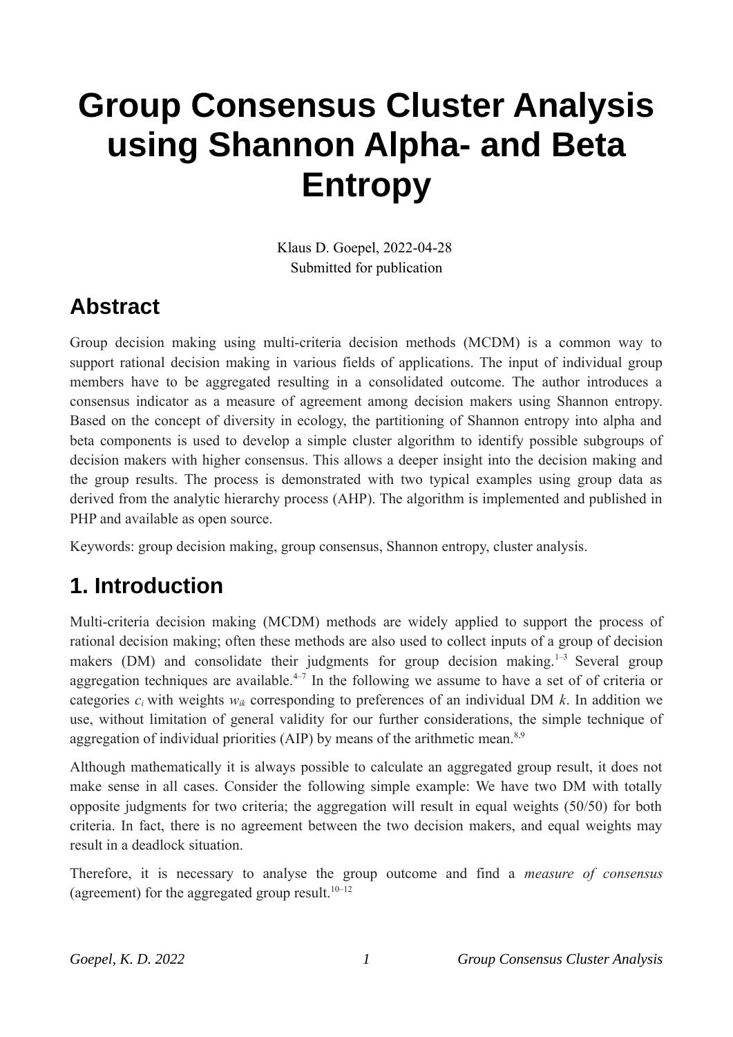# Group Consensus Cluster Analysis using Shannon Alpha- and Beta Entropy

Klaus D. Goepel, 2022-04-28
Submitted for publication

## Abstract

Group decision making using multi-criteria decision methods (MCDM) is a common way to support rational decision making in various fields of applications. The input of individual group members have to be aggregated resulting in a consolidated outcome. The author introduces a consensus indicator as a measure of agreement among decision makers using Shannon entropy. Based on the concept of diversity in ecology, the partitioning of Shannon entropy into alpha and beta components is used to develop a simple cluster algorithm to identify possible subgroups of decision makers with higher consensus. This allows a deeper insight into the decision making and the group results. The process is demonstrated with two typical examples using group data as derived from the analytic hierarchy process (AHP). The algorithm is implemented and published in PHP and available as open source.

Keywords: group decision making, group consensus, Shannon entropy, cluster analysis.

## 1. Introduction

Multi-criteria decision making (MCDM) methods are widely applied to support the process of rational decision making; often these methods are also used to collect inputs of a group of decision makers (DM) and consolidate their judgments for group decision making.[1–3] Several group aggregation techniques are available.[4–7] In the following we assume to have a set of of criteria or categories $c_i$ with weights $w_{ik}$ corresponding to preferences of an individual DM $k$. In addition we use, without limitation of general validity for our further considerations, the simple technique of aggregation of individual priorities (AIP) by means of the arithmetic mean.[8,9]

Although mathematically it is always possible to calculate an aggregated group result, it does not make sense in all cases. Consider the following simple example: We have two DM with totally opposite judgments for two criteria; the aggregation will result in equal weights (50/50) for both criteria. In fact, there is no agreement between the two decision makers, and equal weights may result in a deadlock situation.

Therefore, it is necessary to analyse the group outcome and find a *measure of consensus* (agreement) for the aggregated group result.[10–12]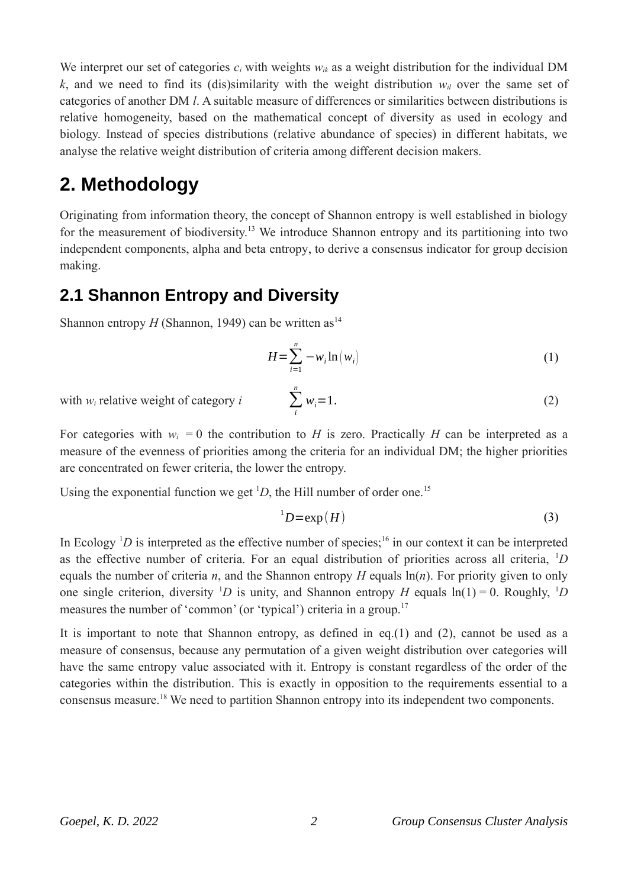We interpret our set of categories $c_i$ with weights $w_{ik}$ as a weight distribution for the individual DM $k$, and we need to find its (dis)similarity with the weight distribution $w_{il}$ over the same set of categories of another DM $l$. A suitable measure of differences or similarities between distributions is relative homogeneity, based on the mathematical concept of diversity as used in ecology and biology. Instead of species distributions (relative abundance of species) in different habitats, we analyse the relative weight distribution of criteria among different decision makers.

# 2. Methodology

Originating from information theory, the concept of Shannon entropy is well established in biology for the measurement of biodiversity.[13] We introduce Shannon entropy and its partitioning into two independent components, alpha and beta entropy, to derive a consensus indicator for group decision making.

## 2.1 Shannon Entropy and Diversity

Shannon entropy $H$ (Shannon, 1949) can be written as[14]

$$H=\sum_{i=1}^{n} -w_i \ln\left(w_i\right) \tag{1}$$

with $w_i$ relative weight of category $i$

$$\sum_{i}^{n} w_i=1. \tag{2}$$

For categories with $w_i = 0$ the contribution to $H$ is zero. Practically $H$ can be interpreted as a measure of the evenness of priorities among the criteria for an individual DM; the higher priorities are concentrated on fewer criteria, the lower the entropy.

Using the exponential function we get $^1D$, the Hill number of order one.[15]

$$^1D=\exp\left(H\right) \tag{3}$$

In Ecology $^1D$ is interpreted as the effective number of species;[16] in our context it can be interpreted as the effective number of criteria. For an equal distribution of priorities across all criteria, $^1D$ equals the number of criteria $n$, and the Shannon entropy $H$ equals $\ln(n)$. For priority given to only one single criterion, diversity $^1D$ is unity, and Shannon entropy $H$ equals $\ln(1) = 0$. Roughly, $^1D$ measures the number of 'common' (or 'typical') criteria in a group.[17]

It is important to note that Shannon entropy, as defined in eq.(1) and (2), cannot be used as a measure of consensus, because any permutation of a given weight distribution over categories will have the same entropy value associated with it. Entropy is constant regardless of the order of the categories within the distribution. This is exactly in opposition to the requirements essential to a consensus measure.[18] We need to partition Shannon entropy into its independent two components.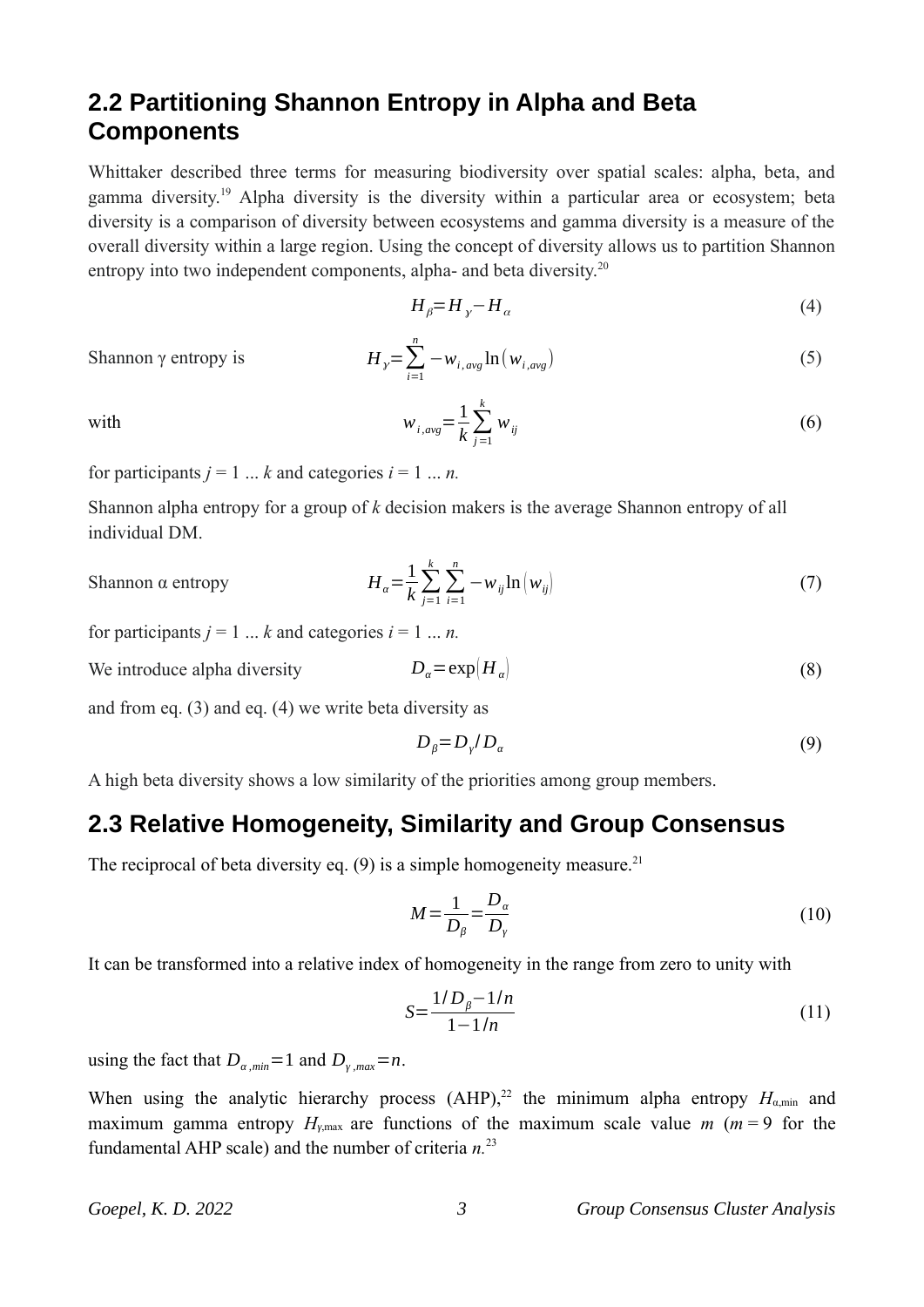## 2.2 Partitioning Shannon Entropy in Alpha and Beta Components

Whittaker described three terms for measuring biodiversity over spatial scales: alpha, beta, and gamma diversity.[19] Alpha diversity is the diversity within a particular area or ecosystem; beta diversity is a comparison of diversity between ecosystems and gamma diversity is a measure of the overall diversity within a large region. Using the concept of diversity allows us to partition Shannon entropy into two independent components, alpha- and beta diversity.[20]

$$H_\beta = H_\gamma - H_\alpha \tag{4}$$

Shannon γ entropy is

$$H_\gamma = \sum_{i=1}^{n} -w_{i,avg} \ln\left(w_{i,avg}\right) \tag{5}$$

with

$$w_{i,avg} = \frac{1}{k} \sum_{j=1}^{k} w_{ij} \tag{6}$$

for participants $j = 1 \ldots k$ and categories $i = 1 \ldots n$.

Shannon alpha entropy for a group of $k$ decision makers is the average Shannon entropy of all individual DM.

Shannon α entropy

$$H_\alpha = \frac{1}{k} \sum_{j=1}^{k} \sum_{i=1}^{n} -w_{ij} \ln\left(w_{ij}\right) \tag{7}$$

for participants $j = 1 \ldots k$ and categories $i = 1 \ldots n$.

We introduce alpha diversity

$$D_\alpha = \exp\left(H_\alpha\right) \tag{8}$$

and from eq. (3) and eq. (4) we write beta diversity as

$$D_\beta = D_\gamma / D_\alpha \tag{9}$$

A high beta diversity shows a low similarity of the priorities among group members.

## 2.3 Relative Homogeneity, Similarity and Group Consensus

The reciprocal of beta diversity eq. (9) is a simple homogeneity measure.[21]

$$M = \frac{1}{D_\beta} = \frac{D_\alpha}{D_\gamma} \tag{10}$$

It can be transformed into a relative index of homogeneity in the range from zero to unity with

$$S = \frac{1/D_\beta - 1/n}{1 - 1/n} \tag{11}$$

using the fact that $D_{\alpha,min} = 1$ and $D_{\gamma,max} = n$.

When using the analytic hierarchy process (AHP),[22] the minimum alpha entropy $H_{\alpha,\min}$ and maximum gamma entropy $H_{\gamma,\max}$ are functions of the maximum scale value $m$ ($m = 9$ for the fundamental AHP scale) and the number of criteria $n$.[23]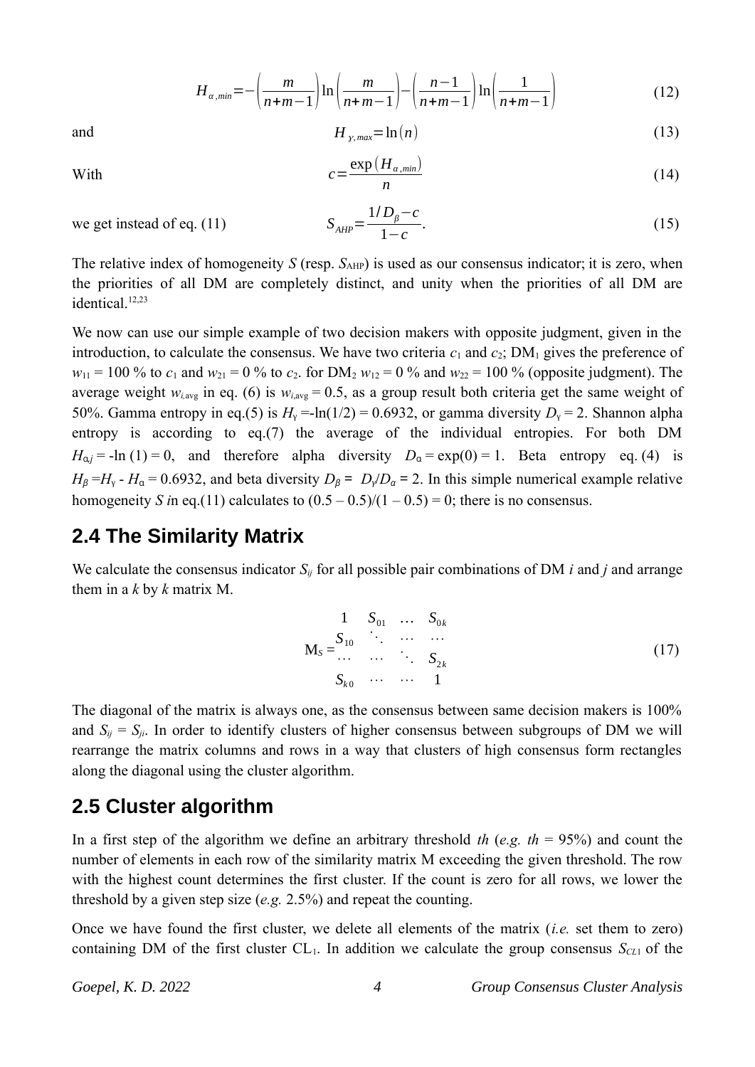$$H_{\alpha,min} = -\left(\frac{m}{n+m-1}\right)\ln\left(\frac{m}{n+m-1}\right) - \left(\frac{n-1}{n+m-1}\right)\ln\left(\frac{1}{n+m-1}\right) \tag{12}$$

and

$$H_{\gamma,max} = \ln(n) \tag{13}$$

With

$$c = \frac{\exp(H_{\alpha,min})}{n} \tag{14}$$

we get instead of eq. (11)

$$S_{AHP} = \frac{1/D_{\beta} - c}{1-c}. \tag{15}$$

The relative index of homogeneity $S$ (resp. $S_{AHP}$) is used as our consensus indicator; it is zero, when the priorities of all DM are completely distinct, and unity when the priorities of all DM are identical.[12,23]

We now can use our simple example of two decision makers with opposite judgment, given in the introduction, to calculate the consensus. We have two criteria $c_1$ and $c_2$; $DM_1$ gives the preference of $w_{11}$ = 100 % to $c_1$ and $w_{21}$ = 0 % to $c_2$. for $DM_2$ $w_{12}$ = 0 % and $w_{22}$ = 100 % (opposite judgment). The average weight $w_{i,avg}$ in eq. (6) is $w_{i,avg} = 0.5$, as a group result both criteria get the same weight of 50%. Gamma entropy in eq.(5) is $H_\gamma = -\ln(1/2) = 0.6932$, or gamma diversity $D_\gamma = 2$. Shannon alpha entropy is according to eq.(7) the average of the individual entropies. For both DM $H_{\alpha j} = -\ln(1) = 0$, and therefore alpha diversity $D_\alpha = \exp(0) = 1$. Beta entropy eq. (4) is $H_\beta = H_\gamma - H_\alpha = 0.6932$, and beta diversity $D_\beta = D_\gamma / D_\alpha = 2$. In this simple numerical example relative homogeneity $S$ in eq.(11) calculates to $(0.5 - 0.5)/(1 - 0.5) = 0$; there is no consensus.

## 2.4 The Similarity Matrix

We calculate the consensus indicator $S_{ij}$ for all possible pair combinations of DM $i$ and $j$ and arrange them in a $k$ by $k$ matrix M.

$$M_S = \begin{matrix} 1 & S_{01} & \dots & S_{0k} \\ S_{10} & \ddots & \dots & \dots \\ \dots & \dots & \ddots & S_{2k} \\ S_{k0} & \dots & \dots & 1 \end{matrix} \tag{17}$$

The diagonal of the matrix is always one, as the consensus between same decision makers is 100% and $S_{ij} = S_{ji}$. In order to identify clusters of higher consensus between subgroups of DM we will rearrange the matrix columns and rows in a way that clusters of high consensus form rectangles along the diagonal using the cluster algorithm.

## 2.5 Cluster algorithm

In a first step of the algorithm we define an arbitrary threshold $th$ (*e.g.* $th$ = 95%) and count the number of elements in each row of the similarity matrix M exceeding the given threshold. The row with the highest count determines the first cluster. If the count is zero for all rows, we lower the threshold by a given step size (*e.g.* 2.5%) and repeat the counting.

Once we have found the first cluster, we delete all elements of the matrix (*i.e.* set them to zero) containing DM of the first cluster $CL_1$. In addition we calculate the group consensus $S_{CL1}$ of the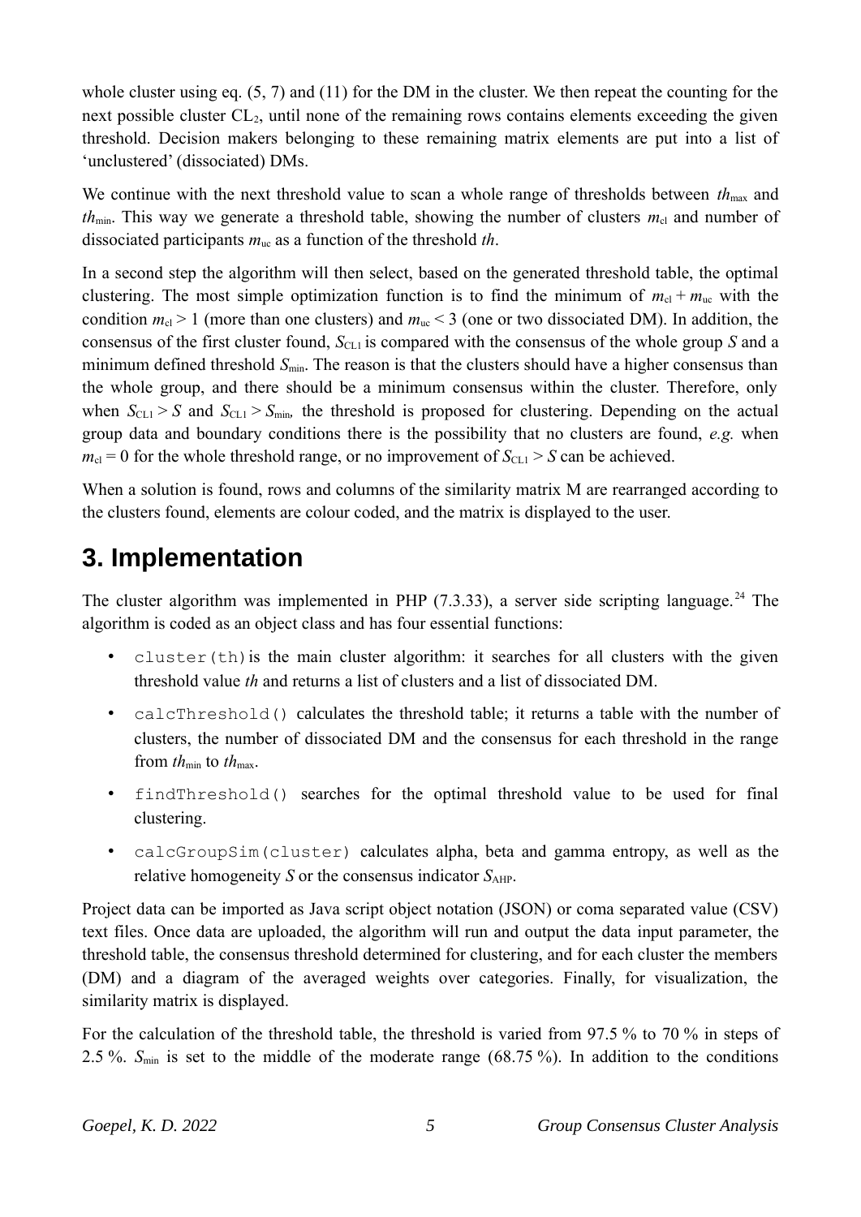whole cluster using eq. (5, 7) and (11) for the DM in the cluster. We then repeat the counting for the next possible cluster $CL_2$, until none of the remaining rows contains elements exceeding the given threshold. Decision makers belonging to these remaining matrix elements are put into a list of 'unclustered' (dissociated) DMs.

We continue with the next threshold value to scan a whole range of thresholds between $th_{max}$ and $th_{min}$. This way we generate a threshold table, showing the number of clusters $m_{cl}$ and number of dissociated participants $m_{uc}$ as a function of the threshold $th$.

In a second step the algorithm will then select, based on the generated threshold table, the optimal clustering. The most simple optimization function is to find the minimum of $m_{cl} + m_{uc}$ with the condition $m_{cl} > 1$ (more than one clusters) and $m_{uc} < 3$ (one or two dissociated DM). In addition, the consensus of the first cluster found, $S_{CL1}$ is compared with the consensus of the whole group $S$ and a minimum defined threshold $S_{min}$. The reason is that the clusters should have a higher consensus than the whole group, and there should be a minimum consensus within the cluster. Therefore, only when $S_{CL1} > S$ and $S_{CL1} > S_{min}$, the threshold is proposed for clustering. Depending on the actual group data and boundary conditions there is the possibility that no clusters are found, *e.g.* when $m_{cl} = 0$ for the whole threshold range, or no improvement of $S_{CL1} > S$ can be achieved.

When a solution is found, rows and columns of the similarity matrix M are rearranged according to the clusters found, elements are colour coded, and the matrix is displayed to the user.

# 3. Implementation

The cluster algorithm was implemented in PHP (7.3.33), a server side scripting language.[24] The algorithm is coded as an object class and has four essential functions:

- `cluster(th)` is the main cluster algorithm: it searches for all clusters with the given threshold value *th* and returns a list of clusters and a list of dissociated DM.
- `calcThreshold()` calculates the threshold table; it returns a table with the number of clusters, the number of dissociated DM and the consensus for each threshold in the range from $th_{min}$ to $th_{max}$.
- `findThreshold()` searches for the optimal threshold value to be used for final clustering.
- `calcGroupSim(cluster)` calculates alpha, beta and gamma entropy, as well as the relative homogeneity $S$ or the consensus indicator $S_{AHP}$.

Project data can be imported as Java script object notation (JSON) or coma separated value (CSV) text files. Once data are uploaded, the algorithm will run and output the data input parameter, the threshold table, the consensus threshold determined for clustering, and for each cluster the members (DM) and a diagram of the averaged weights over categories. Finally, for visualization, the similarity matrix is displayed.

For the calculation of the threshold table, the threshold is varied from 97.5 % to 70 % in steps of 2.5 %. $S_{min}$ is set to the middle of the moderate range (68.75 %). In addition to the conditions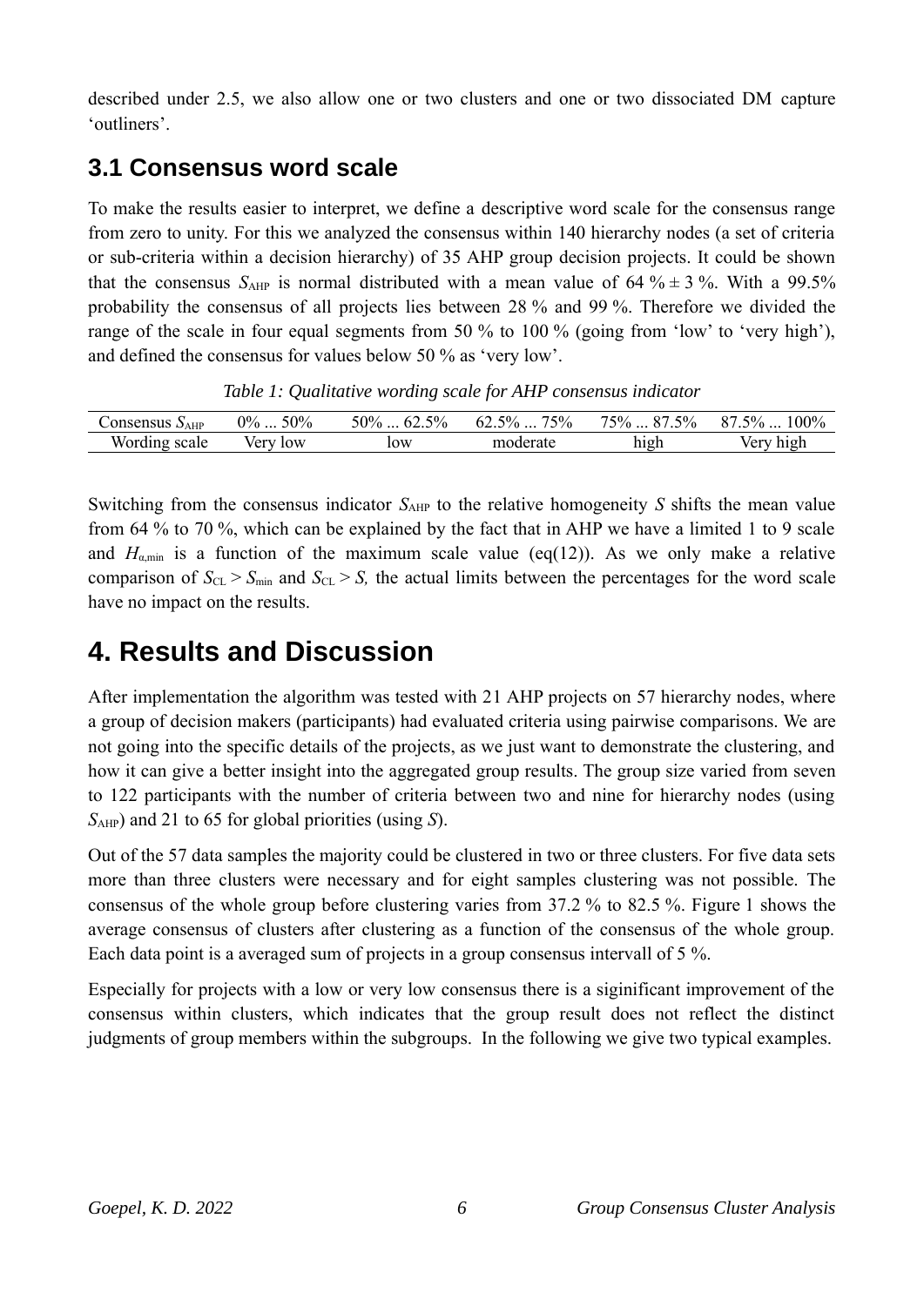described under 2.5, we also allow one or two clusters and one or two dissociated DM capture 'outliners'.

## 3.1 Consensus word scale

To make the results easier to interpret, we define a descriptive word scale for the consensus range from zero to unity. For this we analyzed the consensus within 140 hierarchy nodes (a set of criteria or sub-criteria within a decision hierarchy) of 35 AHP group decision projects. It could be shown that the consensus $S_{AHP}$ is normal distributed with a mean value of 64 % ± 3 %. With a 99.5% probability the consensus of all projects lies between 28 % and 99 %. Therefore we divided the range of the scale in four equal segments from 50 % to 100 % (going from 'low' to 'very high'), and defined the consensus for values below 50 % as 'very low'.

*Table 1: Qualitative wording scale for AHP consensus indicator*

| Consensus $S_{AHP}$ | 0% ... 50% | 50% ... 62.5% | 62.5% ... 75% | 75% ... 87.5% | 87.5% ... 100% |
|---|---|---|---|---|---|
| Wording scale | Very low | low | moderate | high | Very high |

Switching from the consensus indicator $S_{AHP}$ to the relative homogeneity $S$ shifts the mean value from 64 % to 70 %, which can be explained by the fact that in AHP we have a limited 1 to 9 scale and $H_{\alpha,\min}$ is a function of the maximum scale value (eq(12)). As we only make a relative comparison of $S_{CL} > S_{\min}$ and $S_{CL} > S$, the actual limits between the percentages for the word scale have no impact on the results.

# 4. Results and Discussion

After implementation the algorithm was tested with 21 AHP projects on 57 hierarchy nodes, where a group of decision makers (participants) had evaluated criteria using pairwise comparisons. We are not going into the specific details of the projects, as we just want to demonstrate the clustering, and how it can give a better insight into the aggregated group results. The group size varied from seven to 122 participants with the number of criteria between two and nine for hierarchy nodes (using $S_{AHP}$) and 21 to 65 for global priorities (using $S$).

Out of the 57 data samples the majority could be clustered in two or three clusters. For five data sets more than three clusters were necessary and for eight samples clustering was not possible. The consensus of the whole group before clustering varies from 37.2 % to 82.5 %. Figure 1 shows the average consensus of clusters after clustering as a function of the consensus of the whole group. Each data point is a averaged sum of projects in a group consensus intervall of 5 %.

Especially for projects with a low or very low consensus there is a siginificant improvement of the consensus within clusters, which indicates that the group result does not reflect the distinct judgments of group members within the subgroups. In the following we give two typical examples.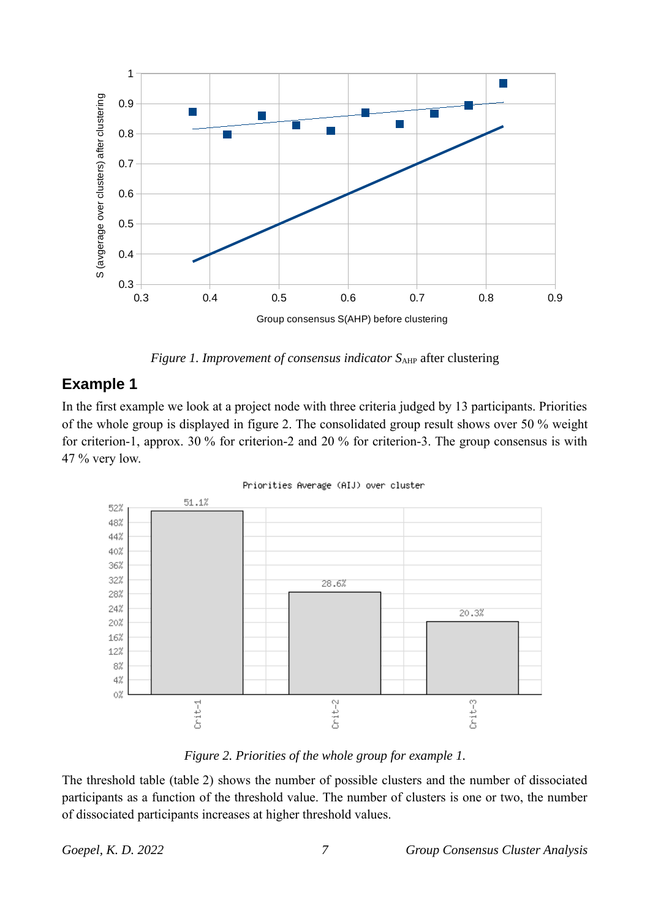*Figure 1. Improvement of consensus indicator $S_{AHP}$* after clustering

## Example 1

In the first example we look at a project node with three criteria judged by 13 participants. Priorities of the whole group is displayed in figure 2. The consolidated group result shows over 50 % weight for criterion-1, approx. 30 % for criterion-2 and 20 % for criterion-3. The group consensus is with 47 % very low.

*Figure 2. Priorities of the whole group for example 1.*

The threshold table (table 2) shows the number of possible clusters and the number of dissociated participants as a function of the threshold value. The number of clusters is one or two, the number of dissociated participants increases at higher threshold values.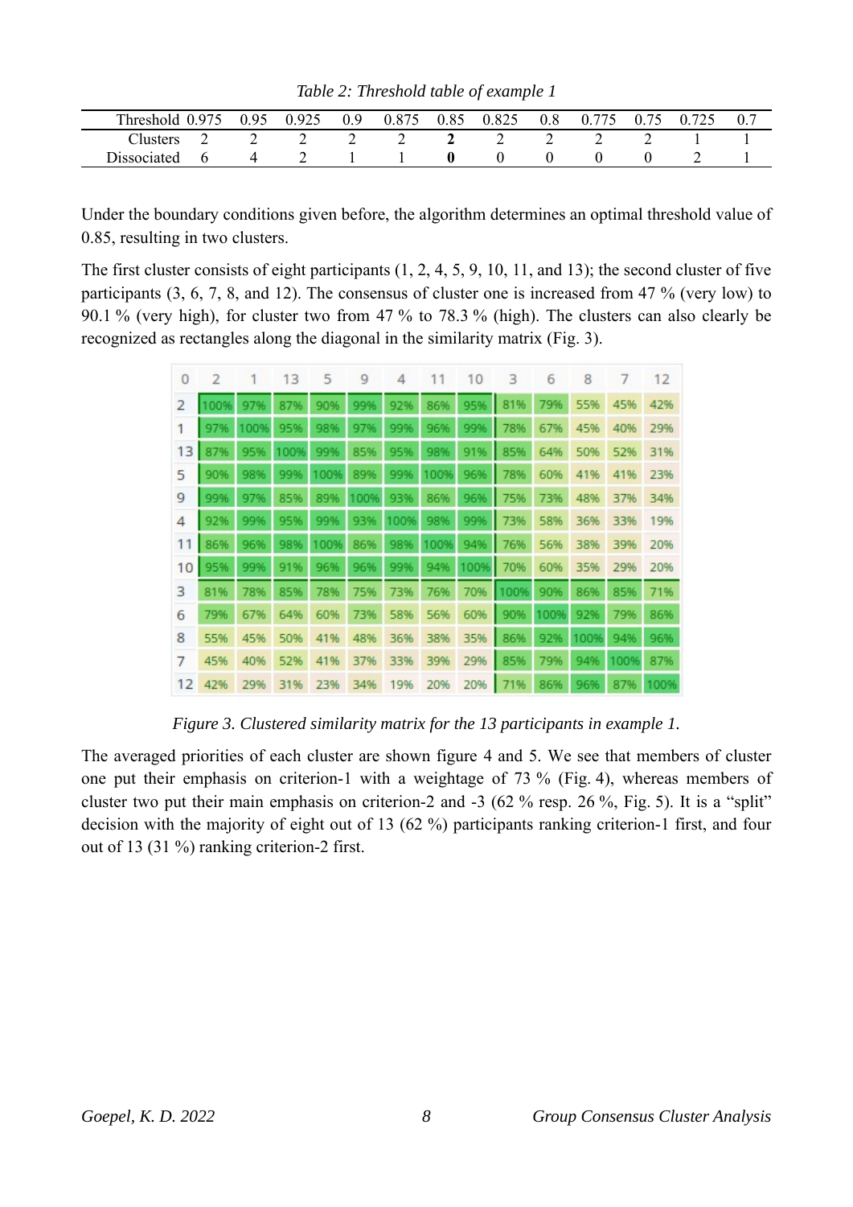*Table 2: Threshold table of example 1*

| Threshold | 0.975 | 0.95 | 0.925 | 0.9 | 0.875 | 0.85 | 0.825 | 0.8 | 0.775 | 0.75 | 0.725 | 0.7 |
|---|---|---|---|---|---|---|---|---|---|---|---|---|
| Clusters | 2 | 2 | 2 | 2 | 2 | **2** | 2 | 2 | 2 | 2 | 1 | 1 |
| Dissociated | 6 | 4 | 2 | 1 | 1 | **0** | 0 | 0 | 0 | 0 | 2 | 1 |

Under the boundary conditions given before, the algorithm determines an optimal threshold value of 0.85, resulting in two clusters.

The first cluster consists of eight participants (1, 2, 4, 5, 9, 10, 11, and 13); the second cluster of five participants (3, 6, 7, 8, and 12). The consensus of cluster one is increased from 47 % (very low) to 90.1 % (very high), for cluster two from 47 % to 78.3 % (high). The clusters can also clearly be recognized as rectangles along the diagonal in the similarity matrix (Fig. 3).

| 0 | 2 | 1 | 13 | 5 | 9 | 4 | 11 | 10 | 3 | 6 | 8 | 7 | 12 |
|---|---|---|---|---|---|---|---|---|---|---|---|---|---|
| 2 | 100% | 97% | 87% | 90% | 99% | 92% | 86% | 95% | 81% | 79% | 55% | 45% | 42% |
| 1 | 97% | 100% | 95% | 98% | 97% | 99% | 96% | 99% | 78% | 67% | 45% | 40% | 29% |
| 13 | 87% | 95% | 100% | 99% | 85% | 95% | 98% | 91% | 85% | 64% | 50% | 52% | 31% |
| 5 | 90% | 98% | 99% | 100% | 89% | 99% | 100% | 96% | 78% | 60% | 41% | 41% | 23% |
| 9 | 99% | 97% | 85% | 89% | 100% | 93% | 86% | 96% | 75% | 73% | 48% | 37% | 34% |
| 4 | 92% | 99% | 95% | 99% | 93% | 100% | 98% | 99% | 73% | 58% | 36% | 33% | 19% |
| 11 | 86% | 96% | 98% | 100% | 86% | 98% | 100% | 94% | 76% | 56% | 38% | 39% | 20% |
| 10 | 95% | 99% | 91% | 96% | 96% | 99% | 94% | 100% | 70% | 60% | 35% | 29% | 20% |
| 3 | 81% | 78% | 85% | 78% | 75% | 73% | 76% | 70% | 100% | 90% | 86% | 85% | 71% |
| 6 | 79% | 67% | 64% | 60% | 73% | 58% | 56% | 60% | 90% | 100% | 92% | 79% | 86% |
| 8 | 55% | 45% | 50% | 41% | 48% | 36% | 38% | 35% | 86% | 92% | 100% | 94% | 96% |
| 7 | 45% | 40% | 52% | 41% | 37% | 33% | 39% | 29% | 85% | 79% | 94% | 100% | 87% |
| 12 | 42% | 29% | 31% | 23% | 34% | 19% | 20% | 20% | 71% | 86% | 96% | 87% | 100% |

*Figure 3. Clustered similarity matrix for the 13 participants in example 1.*

The averaged priorities of each cluster are shown figure 4 and 5. We see that members of cluster one put their emphasis on criterion-1 with a weightage of 73 % (Fig. 4), whereas members of cluster two put their main emphasis on criterion-2 and -3 (62 % resp. 26 %, Fig. 5). It is a "split" decision with the majority of eight out of 13 (62 %) participants ranking criterion-1 first, and four out of 13 (31 %) ranking criterion-2 first.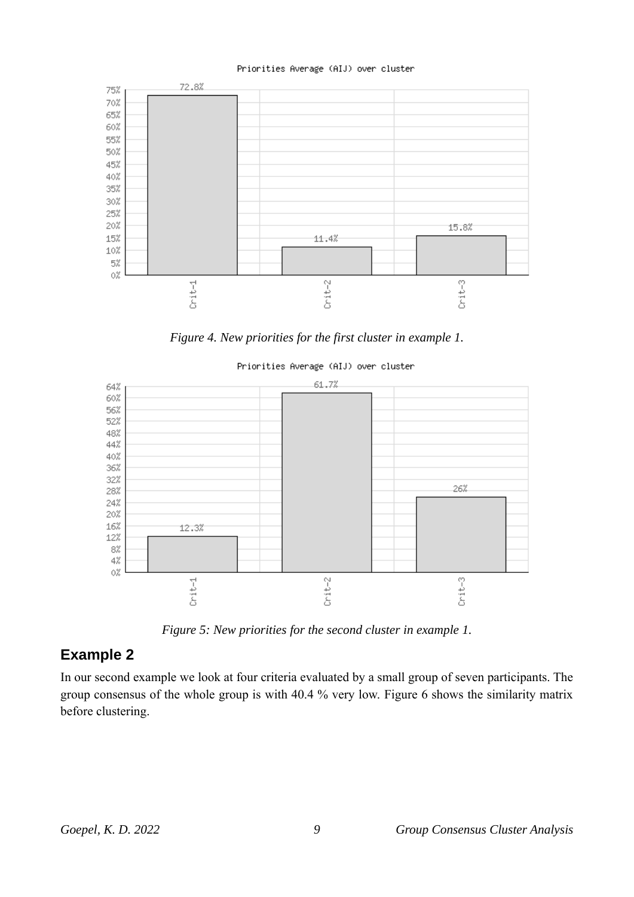Priorities Average (AIJ) over cluster

| | Crit-1 | Crit-2 | Crit-3 |
|---|---|---|---|
| Priority | 72.8% | 11.4% | 15.8% |

*Figure 4. New priorities for the first cluster in example 1.*

Priorities Average (AIJ) over cluster

| | Crit-1 | Crit-2 | Crit-3 |
|---|---|---|---|
| Priority | 12.3% | 61.7% | 26% |

*Figure 5: New priorities for the second cluster in example 1.*

## Example 2

In our second example we look at four criteria evaluated by a small group of seven participants. The group consensus of the whole group is with 40.4 % very low. Figure 6 shows the similarity matrix before clustering.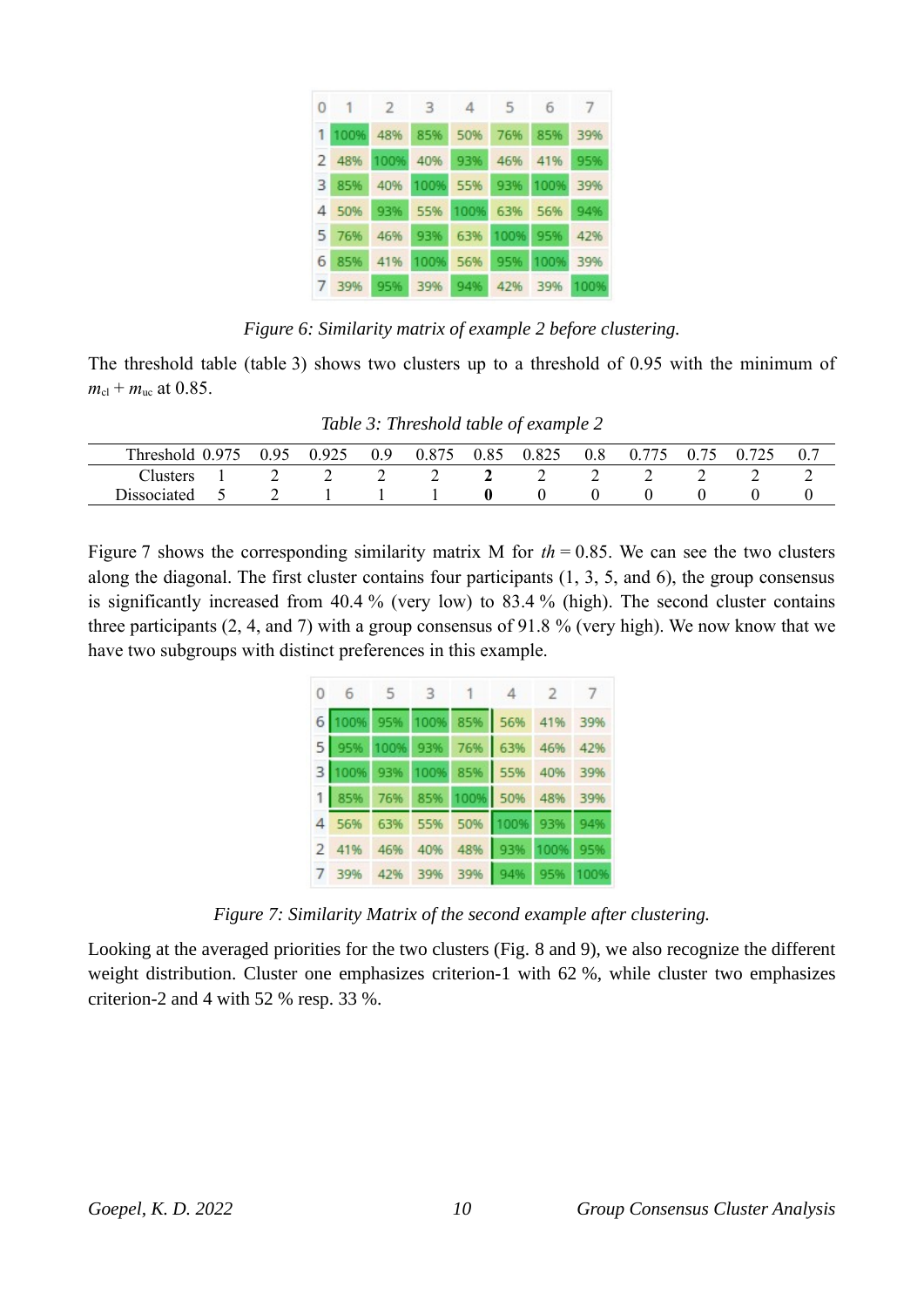| 0 | 1 | 2 | 3 | 4 | 5 | 6 | 7 |
|---|---|---|---|---|---|---|---|
| 1 | 100% | 48% | 85% | 50% | 76% | 85% | 39% |
| 2 | 48% | 100% | 40% | 93% | 46% | 41% | 95% |
| 3 | 85% | 40% | 100% | 55% | 93% | 100% | 39% |
| 4 | 50% | 93% | 55% | 100% | 63% | 56% | 94% |
| 5 | 76% | 46% | 93% | 63% | 100% | 95% | 42% |
| 6 | 85% | 41% | 100% | 56% | 95% | 100% | 39% |
| 7 | 39% | 95% | 39% | 94% | 42% | 39% | 100% |

*Figure 6: Similarity matrix of example 2 before clustering.*

The threshold table (table 3) shows two clusters up to a threshold of 0.95 with the minimum of $m_{cl} + m_{uc}$ at 0.85.

*Table 3: Threshold table of example 2*

| Threshold | 0.975 | 0.95 | 0.925 | 0.9 | 0.875 | 0.85 | 0.825 | 0.8 | 0.775 | 0.75 | 0.725 | 0.7 |
|---|---|---|---|---|---|---|---|---|---|---|---|---|
| Clusters | 1 | 2 | 2 | 2 | 2 | **2** | 2 | 2 | 2 | 2 | 2 | 2 |
| Dissociated | 5 | 2 | 1 | 1 | 1 | **0** | 0 | 0 | 0 | 0 | 0 | 0 |

Figure 7 shows the corresponding similarity matrix M for $th = 0.85$. We can see the two clusters along the diagonal. The first cluster contains four participants (1, 3, 5, and 6), the group consensus is significantly increased from 40.4 % (very low) to 83.4 % (high). The second cluster contains three participants (2, 4, and 7) with a group consensus of 91.8 % (very high). We now know that we have two subgroups with distinct preferences in this example.

| 0 | 6 | 5 | 3 | 1 | 4 | 2 | 7 |
|---|---|---|---|---|---|---|---|
| 6 | 100% | 95% | 100% | 85% | 56% | 41% | 39% |
| 5 | 95% | 100% | 93% | 76% | 63% | 46% | 42% |
| 3 | 100% | 93% | 100% | 85% | 55% | 40% | 39% |
| 1 | 85% | 76% | 85% | 100% | 50% | 48% | 39% |
| 4 | 56% | 63% | 55% | 50% | 100% | 93% | 94% |
| 2 | 41% | 46% | 40% | 48% | 93% | 100% | 95% |
| 7 | 39% | 42% | 39% | 39% | 94% | 95% | 100% |

*Figure 7: Similarity Matrix of the second example after clustering.*

Looking at the averaged priorities for the two clusters (Fig. 8 and 9), we also recognize the different weight distribution. Cluster one emphasizes criterion-1 with 62 %, while cluster two emphasizes criterion-2 and 4 with 52 % resp. 33 %.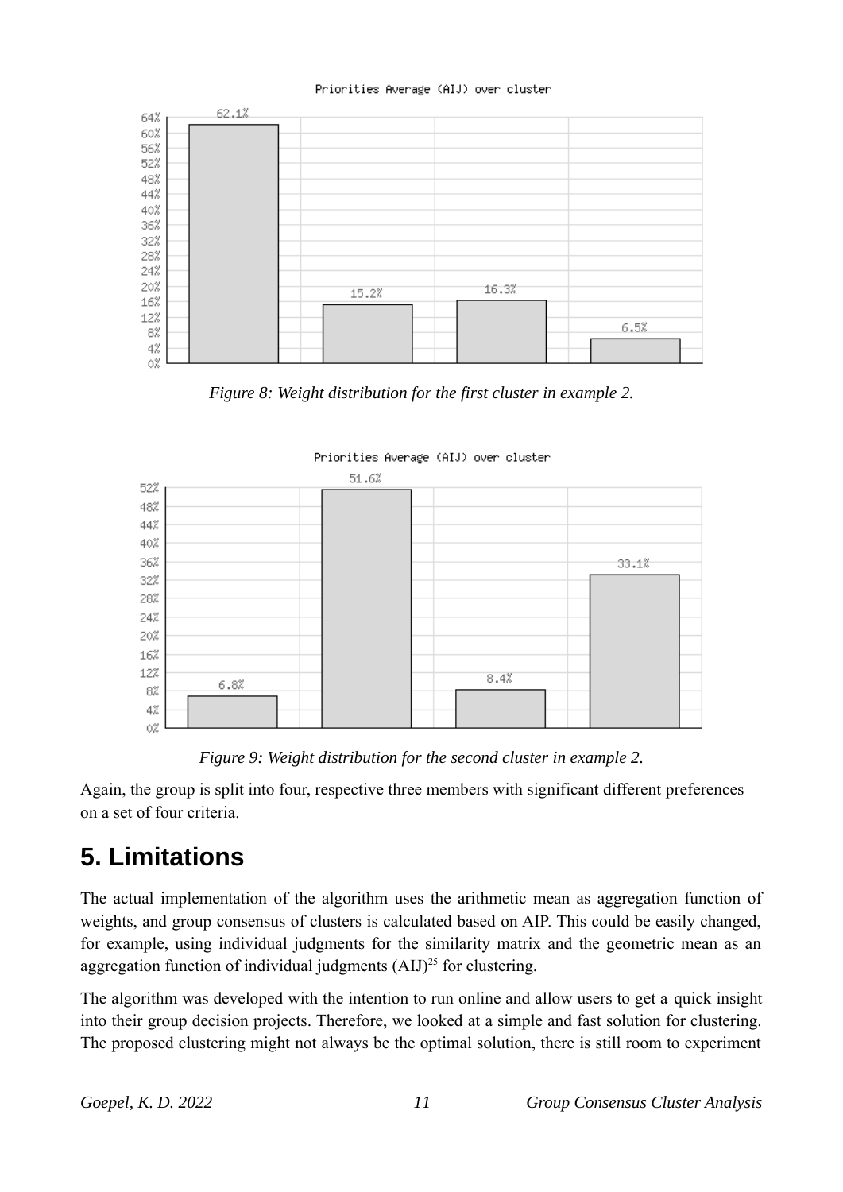Figure 8: Weight distribution for the first cluster in example 2.

Figure 9: Weight distribution for the second cluster in example 2.

Again, the group is split into four, respective three members with significant different preferences on a set of four criteria.

# 5. Limitations

The actual implementation of the algorithm uses the arithmetic mean as aggregation function of weights, and group consensus of clusters is calculated based on AIP. This could be easily changed, for example, using individual judgments for the similarity matrix and the geometric mean as an aggregation function of individual judgments (AIJ)[25] for clustering.

The algorithm was developed with the intention to run online and allow users to get a quick insight into their group decision projects. Therefore, we looked at a simple and fast solution for clustering. The proposed clustering might not always be the optimal solution, there is still room to experiment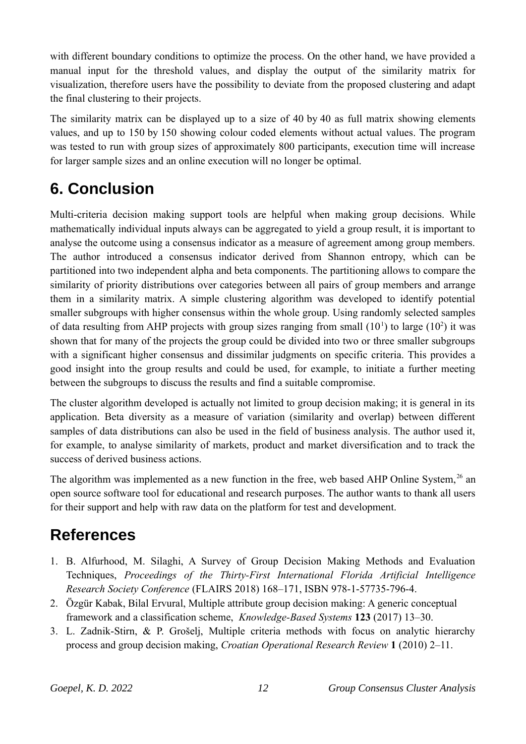with different boundary conditions to optimize the process. On the other hand, we have provided a manual input for the threshold values, and display the output of the similarity matrix for visualization, therefore users have the possibility to deviate from the proposed clustering and adapt the final clustering to their projects.

The similarity matrix can be displayed up to a size of 40 by 40 as full matrix showing elements values, and up to 150 by 150 showing colour coded elements without actual values. The program was tested to run with group sizes of approximately 800 participants, execution time will increase for larger sample sizes and an online execution will no longer be optimal.

# 6. Conclusion

Multi-criteria decision making support tools are helpful when making group decisions. While mathematically individual inputs always can be aggregated to yield a group result, it is important to analyse the outcome using a consensus indicator as a measure of agreement among group members. The author introduced a consensus indicator derived from Shannon entropy, which can be partitioned into two independent alpha and beta components. The partitioning allows to compare the similarity of priority distributions over categories between all pairs of group members and arrange them in a similarity matrix. A simple clustering algorithm was developed to identify potential smaller subgroups with higher consensus within the whole group. Using randomly selected samples of data resulting from AHP projects with group sizes ranging from small ($10^1$) to large ($10^2$) it was shown that for many of the projects the group could be divided into two or three smaller subgroups with a significant higher consensus and dissimilar judgments on specific criteria. This provides a good insight into the group results and could be used, for example, to initiate a further meeting between the subgroups to discuss the results and find a suitable compromise.

The cluster algorithm developed is actually not limited to group decision making; it is general in its application. Beta diversity as a measure of variation (similarity and overlap) between different samples of data distributions can also be used in the field of business analysis. The author used it, for example, to analyse similarity of markets, product and market diversification and to track the success of derived business actions.

The algorithm was implemented as a new function in the free, web based AHP Online System,[26] an open source software tool for educational and research purposes. The author wants to thank all users for their support and help with raw data on the platform for test and development.

# References

1. B. Alfurhood, M. Silaghi, A Survey of Group Decision Making Methods and Evaluation Techniques, *Proceedings of the Thirty-First International Florida Artificial Intelligence Research Society Conference* (FLAIRS 2018) 168–171, ISBN 978-1-57735-796-4.
2. Özgür Kabak, Bilal Ervural, Multiple attribute group decision making: A generic conceptual framework and a classification scheme, *Knowledge-Based Systems* **123** (2017) 13–30.
3. L. Zadnik-Stirn, & P. Grošelj, Multiple criteria methods with focus on analytic hierarchy process and group decision making, *Croatian Operational Research Review* **1** (2010) 2–11.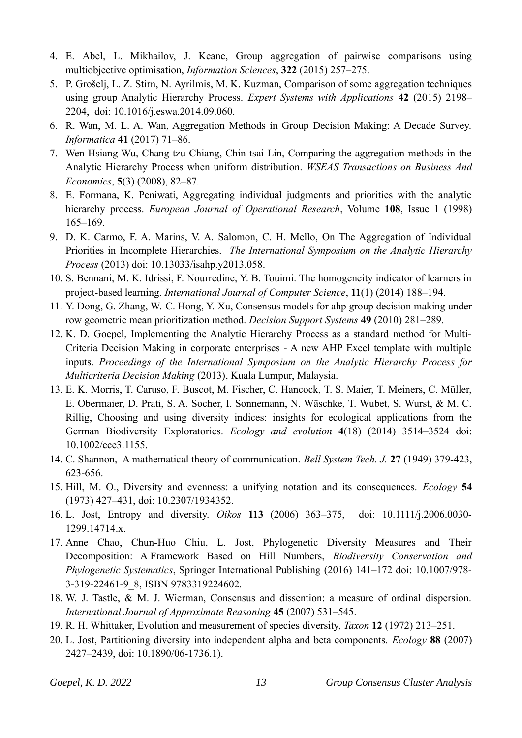4. E. Abel, L. Mikhailov, J. Keane, Group aggregation of pairwise comparisons using multiobjective optimisation, *Information Sciences*, **322** (2015) 257–275.
5. P. Grošelj, L. Z. Stirn, N. Ayrilmis, M. K. Kuzman, Comparison of some aggregation techniques using group Analytic Hierarchy Process. *Expert Systems with Applications* **42** (2015) 2198–2204, doi: 10.1016/j.eswa.2014.09.060.
6. R. Wan, M. L. A. Wan, Aggregation Methods in Group Decision Making: A Decade Survey. *Informatica* **41** (2017) 71–86.
7. Wen-Hsiang Wu, Chang-tzu Chiang, Chin-tsai Lin, Comparing the aggregation methods in the Analytic Hierarchy Process when uniform distribution. *WSEAS Transactions on Business And Economics*, **5**(3) (2008), 82–87.
8. E. Formana, K. Peniwati, Aggregating individual judgments and priorities with the analytic hierarchy process. *European Journal of Operational Research*, Volume **108**, Issue 1 (1998) 165–169.
9. D. K. Carmo, F. A. Marins, V. A. Salomon, C. H. Mello, On The Aggregation of Individual Priorities in Incomplete Hierarchies. *The International Symposium on the Analytic Hierarchy Process* (2013) doi: 10.13033/isahp.y2013.058.
10. S. Bennani, M. K. Idrissi, F. Nourredine, Y. B. Touimi. The homogeneity indicator of learners in project-based learning. *International Journal of Computer Science*, **11**(1) (2014) 188–194.
11. Y. Dong, G. Zhang, W.-C. Hong, Y. Xu, Consensus models for ahp group decision making under row geometric mean prioritization method. *Decision Support Systems* **49** (2010) 281–289.
12. K. D. Goepel, Implementing the Analytic Hierarchy Process as a standard method for Multi-Criteria Decision Making in corporate enterprises - A new AHP Excel template with multiple inputs. *Proceedings of the International Symposium on the Analytic Hierarchy Process for Multicriteria Decision Making* (2013), Kuala Lumpur, Malaysia.
13. E. K. Morris, T. Caruso, F. Buscot, M. Fischer, C. Hancock, T. S. Maier, T. Meiners, C. Müller, E. Obermaier, D. Prati, S. A. Socher, I. Sonnemann, N. Wäschke, T. Wubet, S. Wurst, & M. C. Rillig, Choosing and using diversity indices: insights for ecological applications from the German Biodiversity Exploratories. *Ecology and evolution* **4**(18) (2014) 3514–3524 doi: 10.1002/ece3.1155.
14. C. Shannon, A mathematical theory of communication. *Bell System Tech. J.* **27** (1949) 379-423, 623-656.
15. Hill, M. O., Diversity and evenness: a unifying notation and its consequences. *Ecology* **54** (1973) 427–431, doi: 10.2307/1934352.
16. L. Jost, Entropy and diversity. *Oikos* **113** (2006) 363–375, doi: 10.1111/j.2006.0030-1299.14714.x.
17. Anne Chao, Chun-Huo Chiu, L. Jost, Phylogenetic Diversity Measures and Their Decomposition: A Framework Based on Hill Numbers, *Biodiversity Conservation and Phylogenetic Systematics*, Springer International Publishing (2016) 141–172 doi: 10.1007/978-3-319-22461-9_8, ISBN 9783319224602.
18. W. J. Tastle, & M. J. Wierman, Consensus and dissention: a measure of ordinal dispersion. *International Journal of Approximate Reasoning* **45** (2007) 531–545.
19. R. H. Whittaker, Evolution and measurement of species diversity, *Taxon* **12** (1972) 213–251.
20. L. Jost, Partitioning diversity into independent alpha and beta components. *Ecology* **88** (2007) 2427–2439, doi: 10.1890/06-1736.1).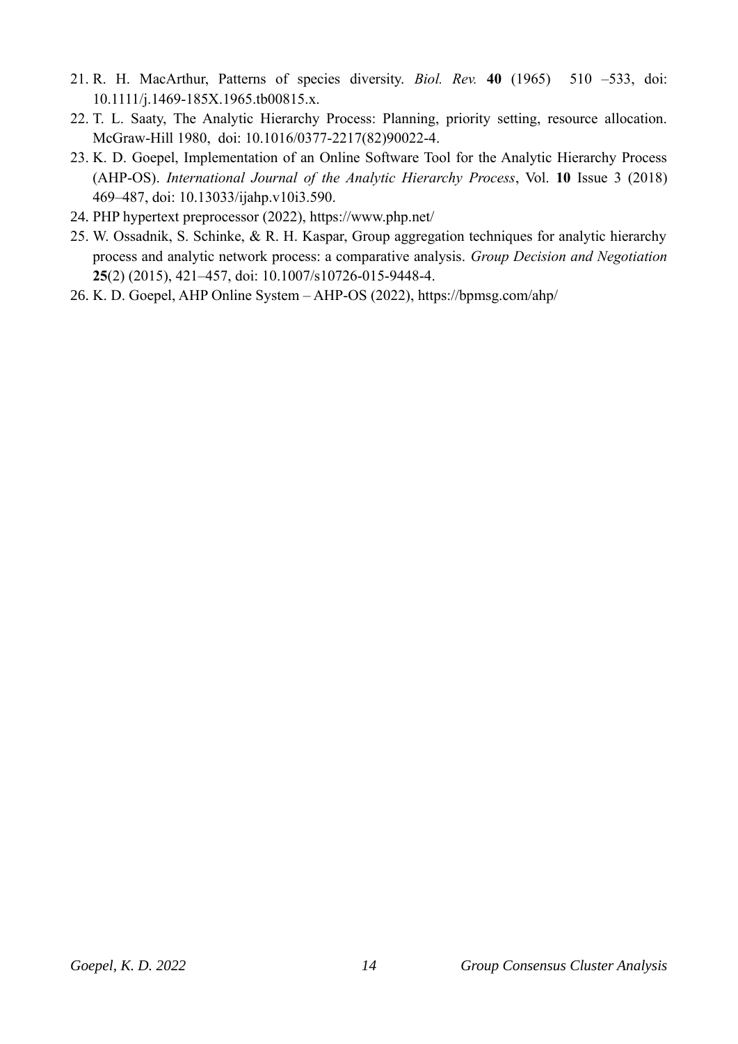21. R. H. MacArthur, Patterns of species diversity. *Biol. Rev.* **40** (1965) 510 –533, doi: 10.1111/j.1469-185X.1965.tb00815.x.
22. T. L. Saaty, The Analytic Hierarchy Process: Planning, priority setting, resource allocation. McGraw-Hill 1980, doi: 10.1016/0377-2217(82)90022-4.
23. K. D. Goepel, Implementation of an Online Software Tool for the Analytic Hierarchy Process (AHP-OS). *International Journal of the Analytic Hierarchy Process*, Vol. **10** Issue 3 (2018) 469–487, doi: 10.13033/ijahp.v10i3.590.
24. PHP hypertext preprocessor (2022), https://www.php.net/
25. W. Ossadnik, S. Schinke, & R. H. Kaspar, Group aggregation techniques for analytic hierarchy process and analytic network process: a comparative analysis. *Group Decision and Negotiation* **25**(2) (2015), 421–457, doi: 10.1007/s10726-015-9448-4.
26. K. D. Goepel, AHP Online System – AHP-OS (2022), https://bpmsg.com/ahp/